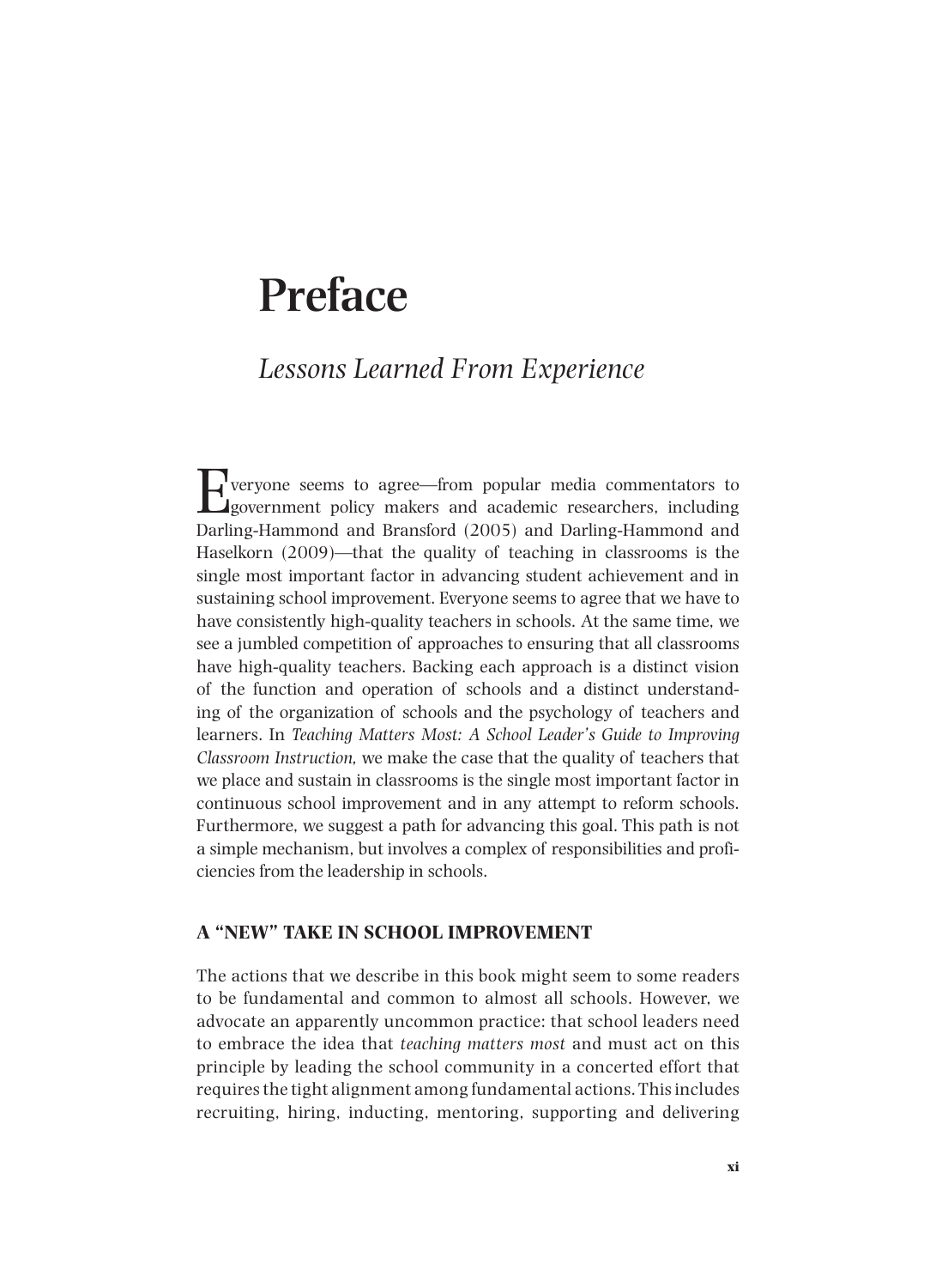# Preface

## *Lessons Learned From Experience*

Everyone seems to agree—from popular media commentators to government policy makers and academic researchers, including Darling-Hammond and Bransford (2005) and Darling-Hammond and Haselkorn (2009)—that the quality of teaching in classrooms is the single most important factor in advancing student achievement and in sustaining school improvement. Everyone seems to agree that we have to have consistently high-quality teachers in schools. At the same time, we see a jumbled competition of approaches to ensuring that all classrooms have high-quality teachers. Backing each approach is a distinct vision of the function and operation of schools and a distinct understanding of the organization of schools and the psychology of teachers and learners. In *Teaching Matters Most: A School Leader's Guide to Improving Classroom Instruction,* we make the case that the quality of teachers that we place and sustain in classrooms is the single most important factor in continuous school improvement and in any attempt to reform schools. Furthermore, we suggest a path for advancing this goal. This path is not a simple mechanism, but involves a complex of responsibilities and proficiencies from the leadership in schools.

### A "NEW" TAKE IN SCHOOL IMPROVEMENT

The actions that we describe in this book might seem to some readers to be fundamental and common to almost all schools. However, we advocate an apparently uncommon practice: that school leaders need to embrace the idea that *teaching matters most* and must act on this principle by leading the school community in a concerted effort that requires the tight alignment among fundamental actions. This includes recruiting, hiring, inducting, mentoring, supporting and delivering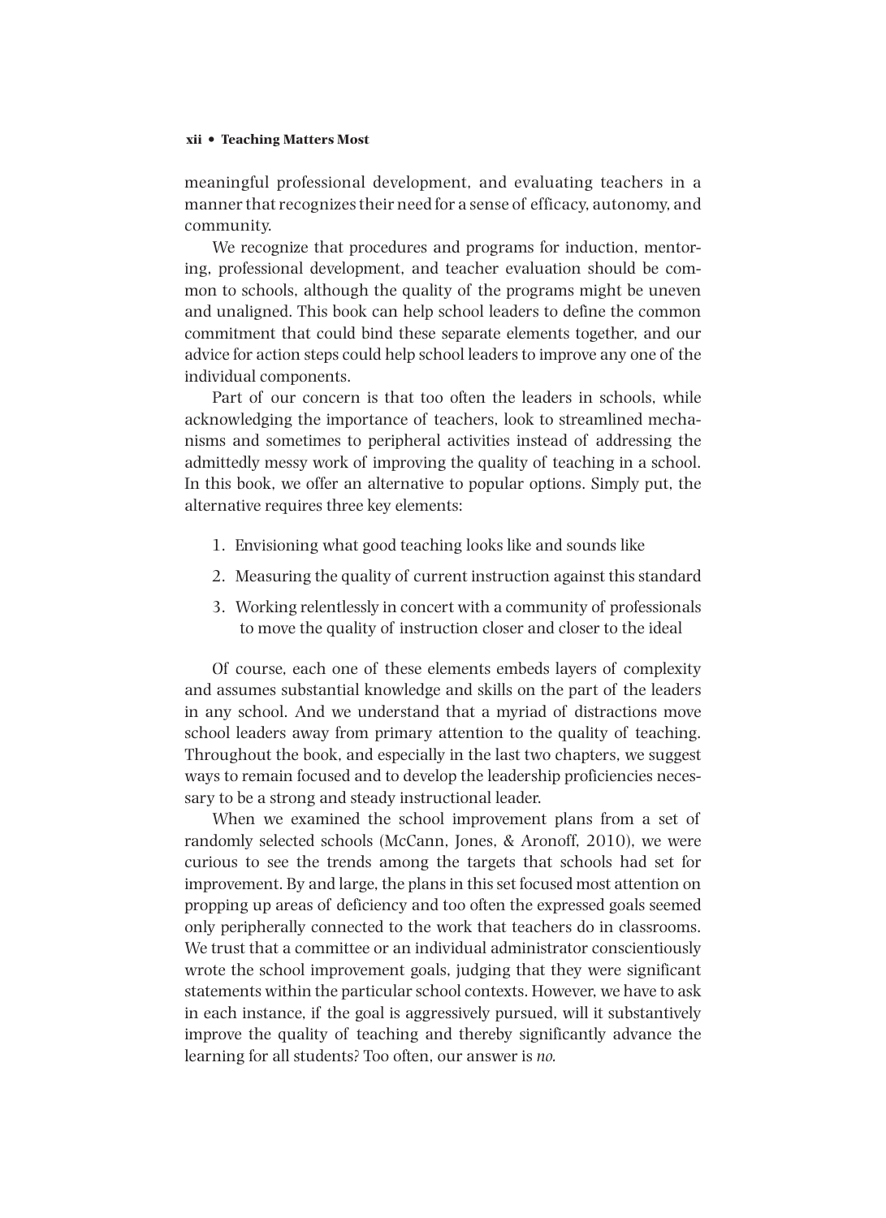meaningful professional development, and evaluating teachers in a manner that recognizes their need for a sense of efficacy, autonomy, and community.

We recognize that procedures and programs for induction, mentoring, professional development, and teacher evaluation should be common to schools, although the quality of the programs might be uneven and unaligned. This book can help school leaders to define the common commitment that could bind these separate elements together, and our advice for action steps could help school leaders to improve any one of the individual components.

Part of our concern is that too often the leaders in schools, while acknowledging the importance of teachers, look to streamlined mechanisms and sometimes to peripheral activities instead of addressing the admittedly messy work of improving the quality of teaching in a school. In this book, we offer an alternative to popular options. Simply put, the alternative requires three key elements:

1. Envisioning what good teaching looks like and sounds like
2. Measuring the quality of current instruction against this standard
3. Working relentlessly in concert with a community of professionals to move the quality of instruction closer and closer to the ideal

Of course, each one of these elements embeds layers of complexity and assumes substantial knowledge and skills on the part of the leaders in any school. And we understand that a myriad of distractions move school leaders away from primary attention to the quality of teaching. Throughout the book, and especially in the last two chapters, we suggest ways to remain focused and to develop the leadership proficiencies necessary to be a strong and steady instructional leader.

When we examined the school improvement plans from a set of randomly selected schools (McCann, Jones, & Aronoff, 2010), we were curious to see the trends among the targets that schools had set for improvement. By and large, the plans in this set focused most attention on propping up areas of deficiency and too often the expressed goals seemed only peripherally connected to the work that teachers do in classrooms. We trust that a committee or an individual administrator conscientiously wrote the school improvement goals, judging that they were significant statements within the particular school contexts. However, we have to ask in each instance, if the goal is aggressively pursued, will it substantively improve the quality of teaching and thereby significantly advance the learning for all students? Too often, our answer is *no.*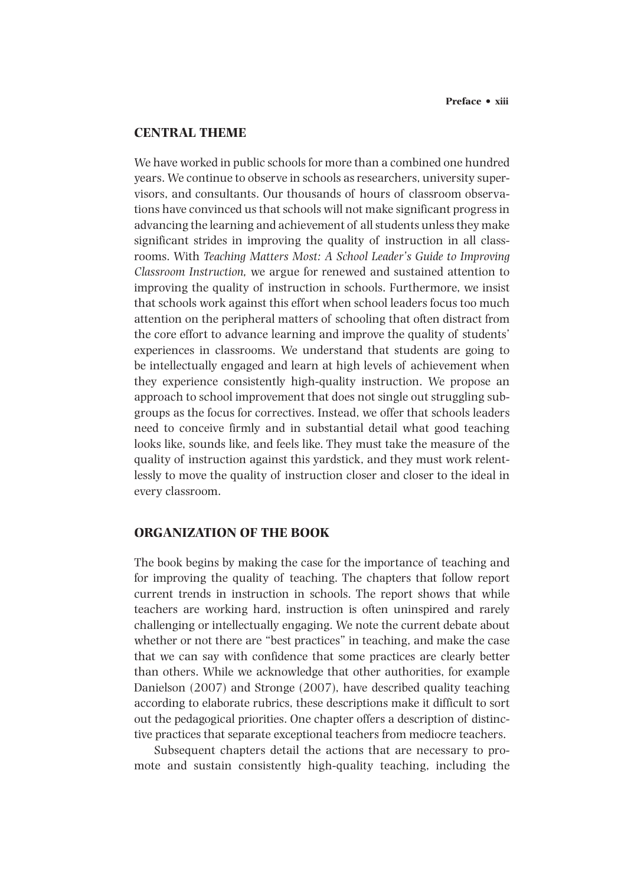## CENTRAL THEME

We have worked in public schools for more than a combined one hundred years. We continue to observe in schools as researchers, university supervisors, and consultants. Our thousands of hours of classroom observations have convinced us that schools will not make significant progress in advancing the learning and achievement of all students unless they make significant strides in improving the quality of instruction in all classrooms. With *Teaching Matters Most: A School Leader's Guide to Improving Classroom Instruction,* we argue for renewed and sustained attention to improving the quality of instruction in schools. Furthermore, we insist that schools work against this effort when school leaders focus too much attention on the peripheral matters of schooling that often distract from the core effort to advance learning and improve the quality of students' experiences in classrooms. We understand that students are going to be intellectually engaged and learn at high levels of achievement when they experience consistently high-quality instruction. We propose an approach to school improvement that does not single out struggling subgroups as the focus for correctives. Instead, we offer that schools leaders need to conceive firmly and in substantial detail what good teaching looks like, sounds like, and feels like. They must take the measure of the quality of instruction against this yardstick, and they must work relentlessly to move the quality of instruction closer and closer to the ideal in every classroom.

## ORGANIZATION OF THE BOOK

The book begins by making the case for the importance of teaching and for improving the quality of teaching. The chapters that follow report current trends in instruction in schools. The report shows that while teachers are working hard, instruction is often uninspired and rarely challenging or intellectually engaging. We note the current debate about whether or not there are "best practices" in teaching, and make the case that we can say with confidence that some practices are clearly better than others. While we acknowledge that other authorities, for example Danielson (2007) and Stronge (2007), have described quality teaching according to elaborate rubrics, these descriptions make it difficult to sort out the pedagogical priorities. One chapter offers a description of distinctive practices that separate exceptional teachers from mediocre teachers.

Subsequent chapters detail the actions that are necessary to promote and sustain consistently high-quality teaching, including the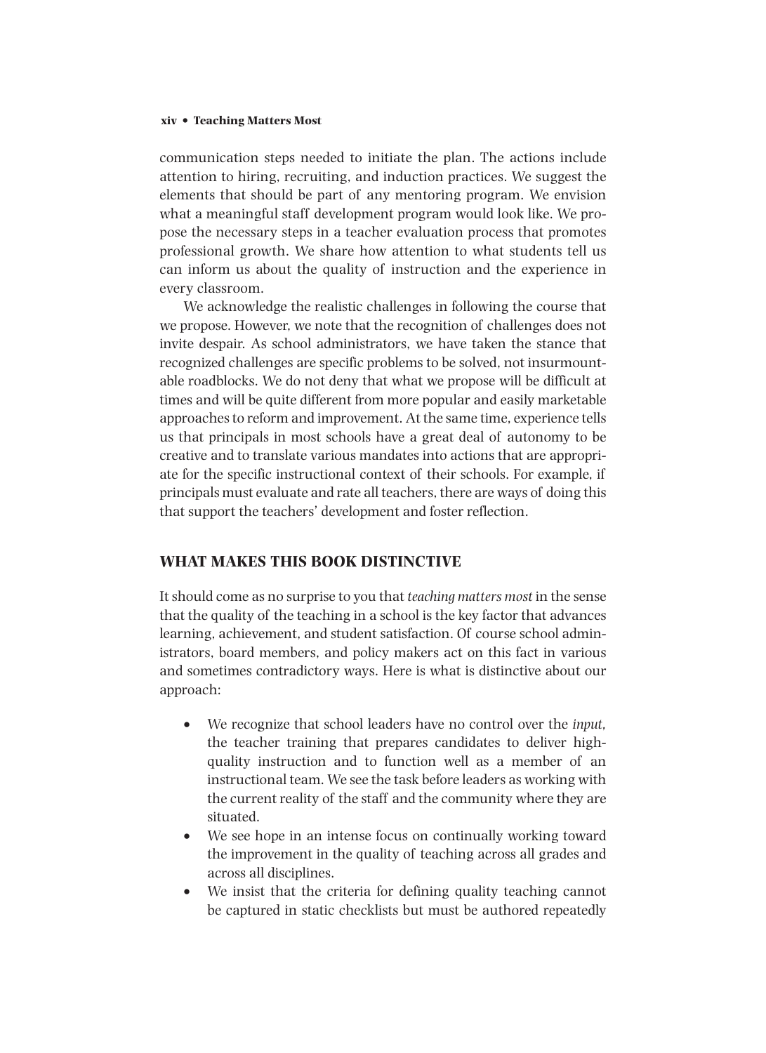communication steps needed to initiate the plan. The actions include attention to hiring, recruiting, and induction practices. We suggest the elements that should be part of any mentoring program. We envision what a meaningful staff development program would look like. We propose the necessary steps in a teacher evaluation process that promotes professional growth. We share how attention to what students tell us can inform us about the quality of instruction and the experience in every classroom.

We acknowledge the realistic challenges in following the course that we propose. However, we note that the recognition of challenges does not invite despair. As school administrators, we have taken the stance that recognized challenges are specific problems to be solved, not insurmountable roadblocks. We do not deny that what we propose will be difficult at times and will be quite different from more popular and easily marketable approaches to reform and improvement. At the same time, experience tells us that principals in most schools have a great deal of autonomy to be creative and to translate various mandates into actions that are appropriate for the specific instructional context of their schools. For example, if principals must evaluate and rate all teachers, there are ways of doing this that support the teachers' development and foster reflection.

## WHAT MAKES THIS BOOK DISTINCTIVE

It should come as no surprise to you that *teaching matters most* in the sense that the quality of the teaching in a school is the key factor that advances learning, achievement, and student satisfaction. Of course school administrators, board members, and policy makers act on this fact in various and sometimes contradictory ways. Here is what is distinctive about our approach:

- We recognize that school leaders have no control over the *input*, the teacher training that prepares candidates to deliver high-quality instruction and to function well as a member of an instructional team. We see the task before leaders as working with the current reality of the staff and the community where they are situated.
- We see hope in an intense focus on continually working toward the improvement in the quality of teaching across all grades and across all disciplines.
- We insist that the criteria for defining quality teaching cannot be captured in static checklists but must be authored repeatedly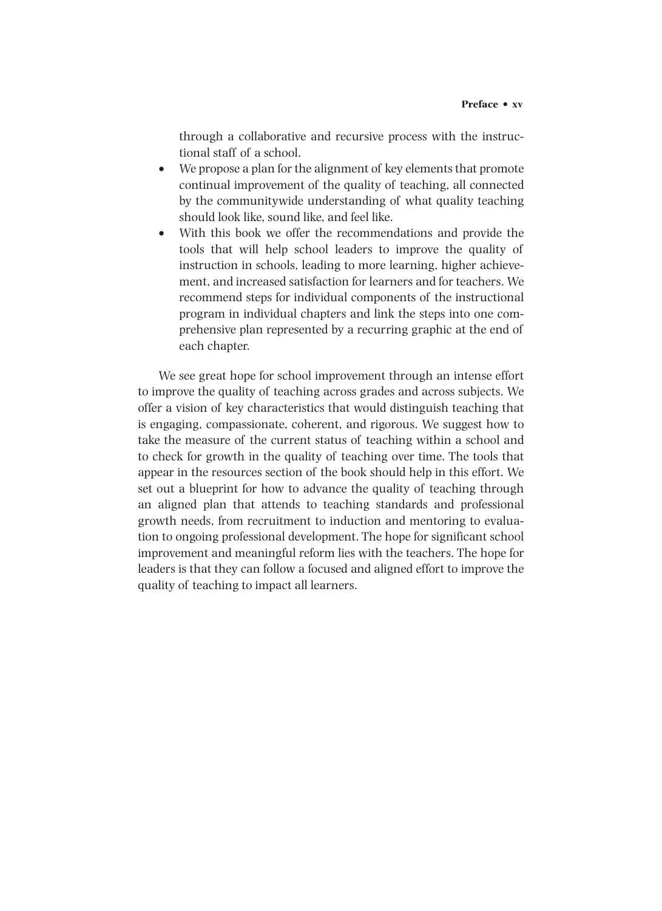through a collaborative and recursive process with the instructional staff of a school.

- We propose a plan for the alignment of key elements that promote continual improvement of the quality of teaching, all connected by the communitywide understanding of what quality teaching should look like, sound like, and feel like.
- With this book we offer the recommendations and provide the tools that will help school leaders to improve the quality of instruction in schools, leading to more learning, higher achievement, and increased satisfaction for learners and for teachers. We recommend steps for individual components of the instructional program in individual chapters and link the steps into one comprehensive plan represented by a recurring graphic at the end of each chapter.

We see great hope for school improvement through an intense effort to improve the quality of teaching across grades and across subjects. We offer a vision of key characteristics that would distinguish teaching that is engaging, compassionate, coherent, and rigorous. We suggest how to take the measure of the current status of teaching within a school and to check for growth in the quality of teaching over time. The tools that appear in the resources section of the book should help in this effort. We set out a blueprint for how to advance the quality of teaching through an aligned plan that attends to teaching standards and professional growth needs, from recruitment to induction and mentoring to evaluation to ongoing professional development. The hope for significant school improvement and meaningful reform lies with the teachers. The hope for leaders is that they can follow a focused and aligned effort to improve the quality of teaching to impact all learners.